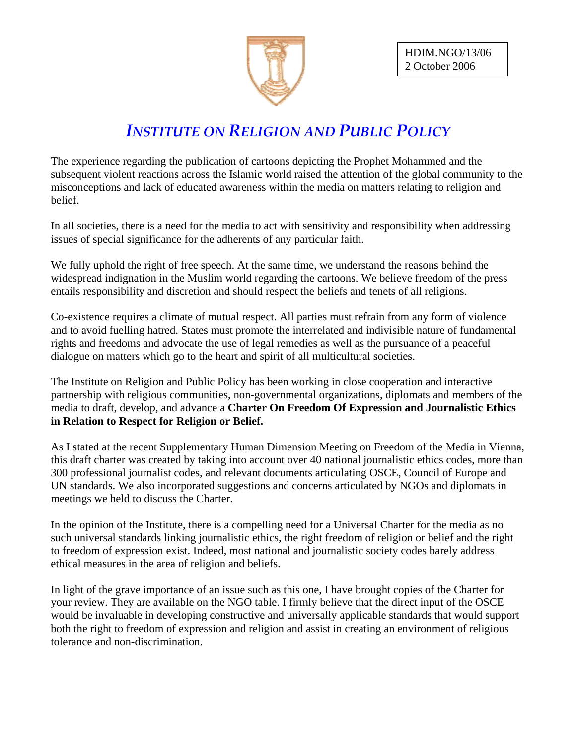HDIM.NGO/13/06
2 October 2006

# *INSTITUTE ON RELIGION AND PUBLIC POLICY*

The experience regarding the publication of cartoons depicting the Prophet Mohammed and the subsequent violent reactions across the Islamic world raised the attention of the global community to the misconceptions and lack of educated awareness within the media on matters relating to religion and belief.

In all societies, there is a need for the media to act with sensitivity and responsibility when addressing issues of special significance for the adherents of any particular faith.

We fully uphold the right of free speech. At the same time, we understand the reasons behind the widespread indignation in the Muslim world regarding the cartoons. We believe freedom of the press entails responsibility and discretion and should respect the beliefs and tenets of all religions.

Co-existence requires a climate of mutual respect. All parties must refrain from any form of violence and to avoid fuelling hatred. States must promote the interrelated and indivisible nature of fundamental rights and freedoms and advocate the use of legal remedies as well as the pursuance of a peaceful dialogue on matters which go to the heart and spirit of all multicultural societies.

The Institute on Religion and Public Policy has been working in close cooperation and interactive partnership with religious communities, non-governmental organizations, diplomats and members of the media to draft, develop, and advance a **Charter On Freedom Of Expression and Journalistic Ethics in Relation to Respect for Religion or Belief.**

As I stated at the recent Supplementary Human Dimension Meeting on Freedom of the Media in Vienna, this draft charter was created by taking into account over 40 national journalistic ethics codes, more than 300 professional journalist codes, and relevant documents articulating OSCE, Council of Europe and UN standards. We also incorporated suggestions and concerns articulated by NGOs and diplomats in meetings we held to discuss the Charter.

In the opinion of the Institute, there is a compelling need for a Universal Charter for the media as no such universal standards linking journalistic ethics, the right freedom of religion or belief and the right to freedom of expression exist. Indeed, most national and journalistic society codes barely address ethical measures in the area of religion and beliefs.

In light of the grave importance of an issue such as this one, I have brought copies of the Charter for your review. They are available on the NGO table. I firmly believe that the direct input of the OSCE would be invaluable in developing constructive and universally applicable standards that would support both the right to freedom of expression and religion and assist in creating an environment of religious tolerance and non-discrimination.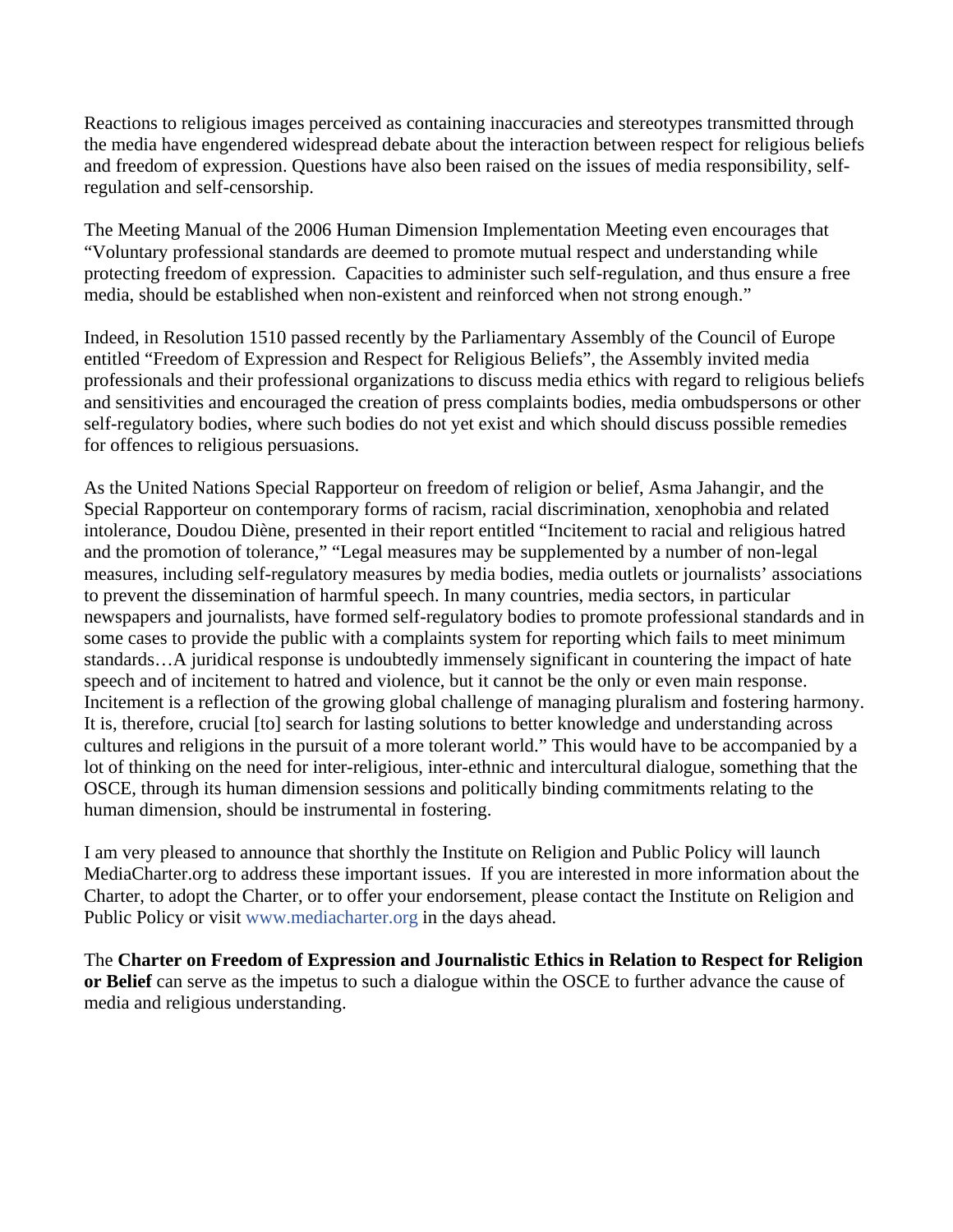Reactions to religious images perceived as containing inaccuracies and stereotypes transmitted through the media have engendered widespread debate about the interaction between respect for religious beliefs and freedom of expression. Questions have also been raised on the issues of media responsibility, self-regulation and self-censorship.

The Meeting Manual of the 2006 Human Dimension Implementation Meeting even encourages that "Voluntary professional standards are deemed to promote mutual respect and understanding while protecting freedom of expression.  Capacities to administer such self-regulation, and thus ensure a free media, should be established when non-existent and reinforced when not strong enough."

Indeed, in Resolution 1510 passed recently by the Parliamentary Assembly of the Council of Europe entitled "Freedom of Expression and Respect for Religious Beliefs", the Assembly invited media professionals and their professional organizations to discuss media ethics with regard to religious beliefs and sensitivities and encouraged the creation of press complaints bodies, media ombudspersons or other self-regulatory bodies, where such bodies do not yet exist and which should discuss possible remedies for offences to religious persuasions.

As the United Nations Special Rapporteur on freedom of religion or belief, Asma Jahangir, and the Special Rapporteur on contemporary forms of racism, racial discrimination, xenophobia and related intolerance, Doudou Diène, presented in their report entitled "Incitement to racial and religious hatred and the promotion of tolerance," "Legal measures may be supplemented by a number of non-legal measures, including self-regulatory measures by media bodies, media outlets or journalists' associations to prevent the dissemination of harmful speech. In many countries, media sectors, in particular newspapers and journalists, have formed self-regulatory bodies to promote professional standards and in some cases to provide the public with a complaints system for reporting which fails to meet minimum standards…A juridical response is undoubtedly immensely significant in countering the impact of hate speech and of incitement to hatred and violence, but it cannot be the only or even main response. Incitement is a reflection of the growing global challenge of managing pluralism and fostering harmony. It is, therefore, crucial [to] search for lasting solutions to better knowledge and understanding across cultures and religions in the pursuit of a more tolerant world." This would have to be accompanied by a lot of thinking on the need for inter-religious, inter-ethnic and intercultural dialogue, something that the OSCE, through its human dimension sessions and politically binding commitments relating to the human dimension, should be instrumental in fostering.

I am very pleased to announce that shorthly the Institute on Religion and Public Policy will launch MediaCharter.org to address these important issues.  If you are interested in more information about the Charter, to adopt the Charter, or to offer your endorsement, please contact the Institute on Religion and Public Policy or visit www.mediacharter.org in the days ahead.

The **Charter on Freedom of Expression and Journalistic Ethics in Relation to Respect for Religion or Belief** can serve as the impetus to such a dialogue within the OSCE to further advance the cause of media and religious understanding.